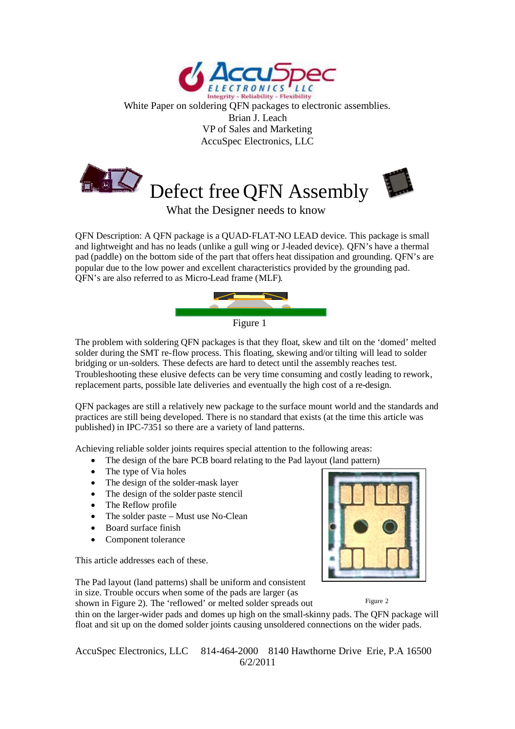White Paper on soldering QFN packages to electronic assemblies.
Brian J. Leach
VP of Sales and Marketing
AccuSpec Electronics, LLC

# Defect free QFN Assembly

## What the Designer needs to know

QFN Description: A QFN package is a QUAD-FLAT-NO LEAD device. This package is small and lightweight and has no leads (unlike a gull wing or J-leaded device). QFN's have a thermal pad (paddle) on the bottom side of the part that offers heat dissipation and grounding. QFN's are popular due to the low power and excellent characteristics provided by the grounding pad. QFN's are also referred to as Micro-Lead frame (MLF).

Figure 1

The problem with soldering QFN packages is that they float, skew and tilt on the 'domed' melted solder during the SMT re-flow process. This floating, skewing and/or tilting will lead to solder bridging or un-solders. These defects are hard to detect until the assembly reaches test. Troubleshooting these elusive defects can be very time consuming and costly leading to rework, replacement parts, possible late deliveries and eventually the high cost of a re-design.

QFN packages are still a relatively new package to the surface mount world and the standards and practices are still being developed. There is no standard that exists (at the time this article was published) in IPC-7351 so there are a variety of land patterns.

Achieving reliable solder joints requires special attention to the following areas:

- The design of the bare PCB board relating to the Pad layout (land pattern)
- The type of Via holes
- The design of the solder-mask layer
- The design of the solder paste stencil
- The Reflow profile
- The solder paste – Must use No-Clean
- Board surface finish
- Component tolerance

This article addresses each of these.

The Pad layout (land patterns) shall be uniform and consistent in size. Trouble occurs when some of the pads are larger (as shown in Figure 2). The 'reflowed' or melted solder spreads out thin on the larger-wider pads and domes up high on the small-skinny pads. The QFN package will float and sit up on the domed solder joints causing unsoldered connections on the wider pads.

Figure 2

AccuSpec Electronics, LLC 814-464-2000 8140 Hawthorne Drive Erie, P.A 16500
6/2/2011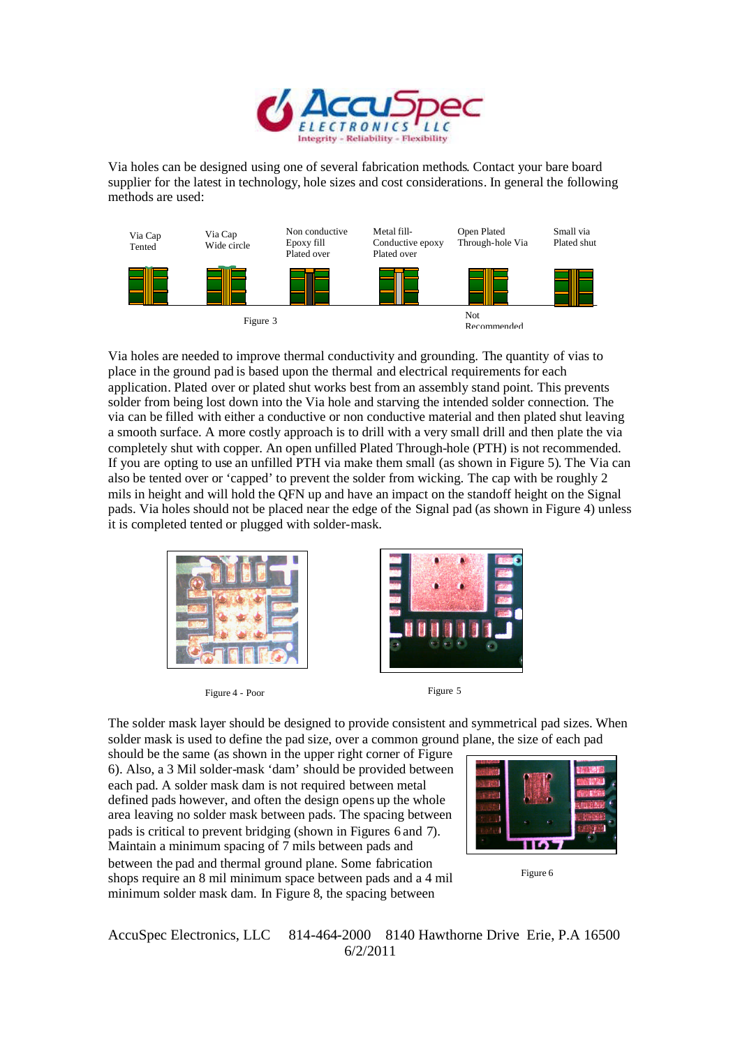Via holes can be designed using one of several fabrication methods. Contact your bare board supplier for the latest in technology, hole sizes and cost considerations. In general the following methods are used:

Via Cap Tented

Via Cap Wide circle

Non conductive Epoxy fill Plated over

Metal fill-Conductive epoxy Plated over

Open Plated Through-hole Via

Not Recommended

Small via Plated shut

Figure 3

Via holes are needed to improve thermal conductivity and grounding. The quantity of vias to place in the ground pad is based upon the thermal and electrical requirements for each application. Plated over or plated shut works best from an assembly stand point. This prevents solder from being lost down into the Via hole and starving the intended solder connection. The via can be filled with either a conductive or non conductive material and then plated shut leaving a smooth surface. A more costly approach is to drill with a very small drill and then plate the via completely shut with copper. An open unfilled Plated Through-hole (PTH) is not recommended. If you are opting to use an unfilled PTH via make them small (as shown in Figure 5). The Via can also be tented over or 'capped' to prevent the solder from wicking. The cap with be roughly 2 mils in height and will hold the QFN up and have an impact on the standoff height on the Signal pads. Via holes should not be placed near the edge of the Signal pad (as shown in Figure 4) unless it is completed tented or plugged with solder-mask.

Figure 4 - Poor

Figure 5

The solder mask layer should be designed to provide consistent and symmetrical pad sizes. When solder mask is used to define the pad size, over a common ground plane, the size of each pad should be the same (as shown in the upper right corner of Figure 6). Also, a 3 Mil solder-mask 'dam' should be provided between each pad. A solder mask dam is not required between metal defined pads however, and often the design opens up the whole area leaving no solder mask between pads. The spacing between pads is critical to prevent bridging (shown in Figures 6 and 7). Maintain a minimum spacing of 7 mils between pads and between the pad and thermal ground plane. Some fabrication shops require an 8 mil minimum space between pads and a 4 mil minimum solder mask dam. In Figure 8, the spacing between

Figure 6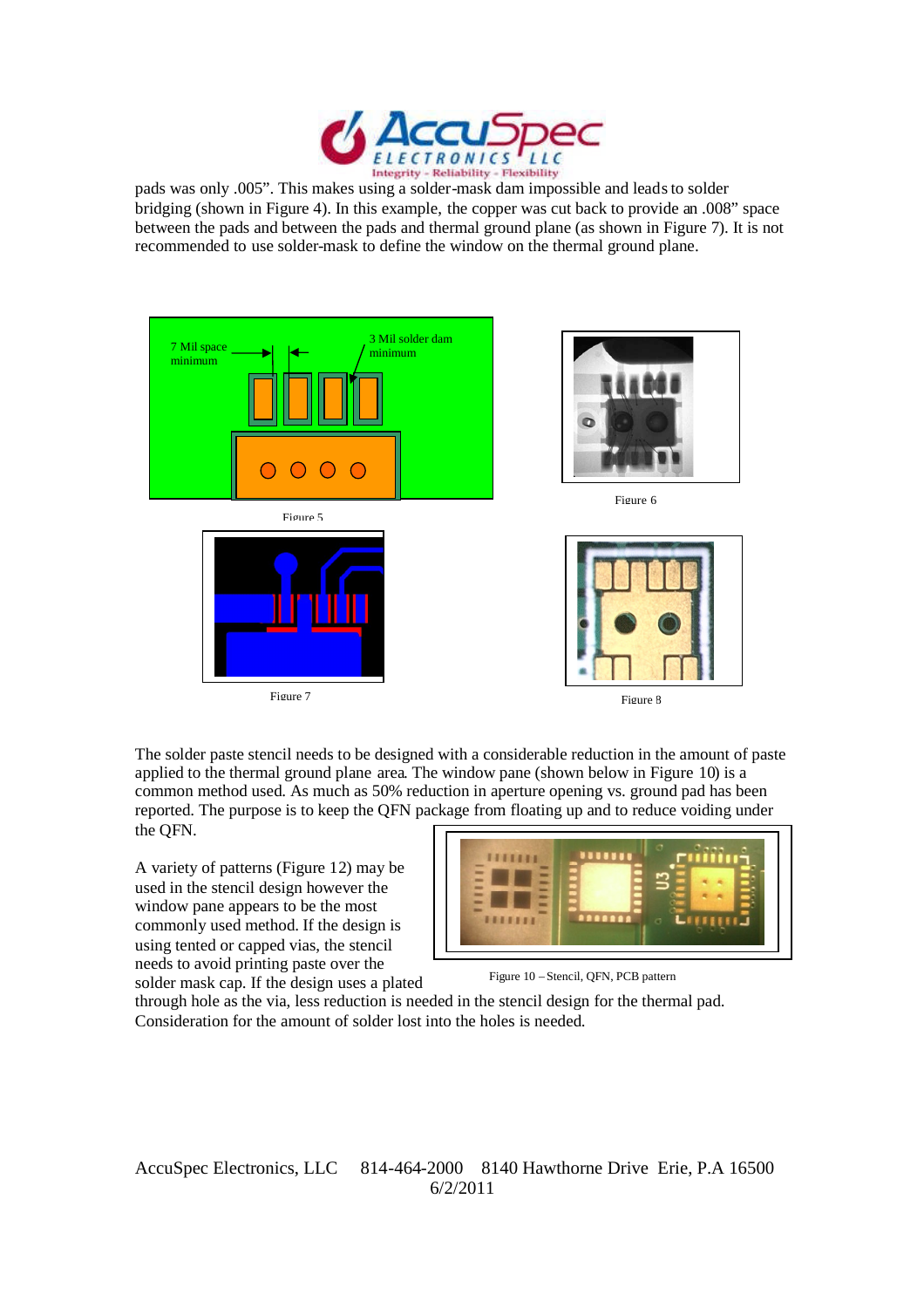pads was only .005". This makes using a solder-mask dam impossible and leads to solder bridging (shown in Figure 4). In this example, the copper was cut back to provide an .008" space between the pads and between the pads and thermal ground plane (as shown in Figure 7). It is not recommended to use solder-mask to define the window on the thermal ground plane.

7 Mil space minimum

3 Mil solder dam minimum

Figure 5

Figure 6

Figure 7

Figure 8

The solder paste stencil needs to be designed with a considerable reduction in the amount of paste applied to the thermal ground plane area. The window pane (shown below in Figure 10) is a common method used. As much as 50% reduction in aperture opening vs. ground pad has been reported. The purpose is to keep the QFN package from floating up and to reduce voiding under the QFN.

A variety of patterns (Figure 12) may be used in the stencil design however the window pane appears to be the most commonly used method. If the design is using tented or capped vias, the stencil needs to avoid printing paste over the solder mask cap. If the design uses a plated through hole as the via, less reduction is needed in the stencil design for the thermal pad. Consideration for the amount of solder lost into the holes is needed.

Figure 10 – Stencil, QFN, PCB pattern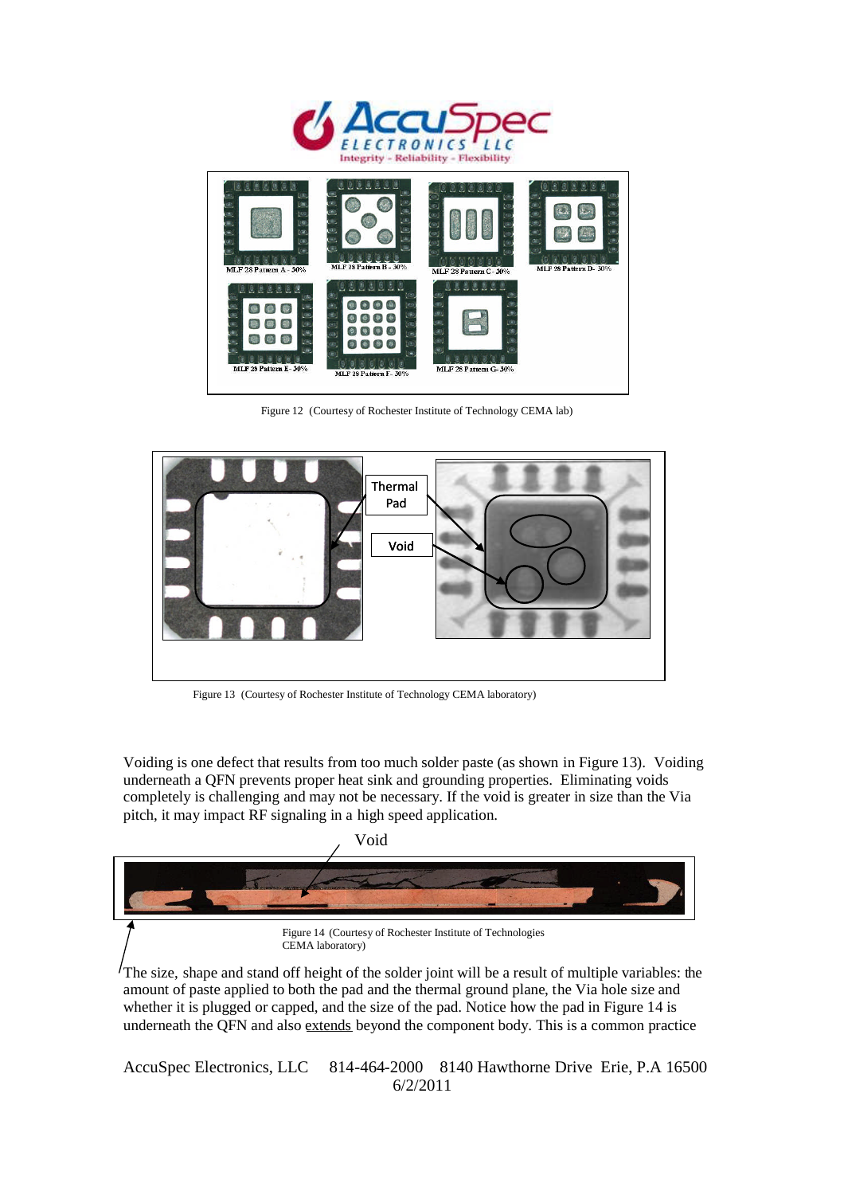Figure 12 (Courtesy of Rochester Institute of Technology CEMA lab)

Figure 13 (Courtesy of Rochester Institute of Technology CEMA laboratory)

Voiding is one defect that results from too much solder paste (as shown in Figure 13). Voiding underneath a QFN prevents proper heat sink and grounding properties. Eliminating voids completely is challenging and may not be necessary. If the void is greater in size than the Via pitch, it may impact RF signaling in a high speed application.

Figure 14 (Courtesy of Rochester Institute of Technologies CEMA laboratory)

The size, shape and stand off height of the solder joint will be a result of multiple variables: the amount of paste applied to both the pad and the thermal ground plane, the Via hole size and whether it is plugged or capped, and the size of the pad. Notice how the pad in Figure 14 is underneath the QFN and also extends beyond the component body. This is a common practice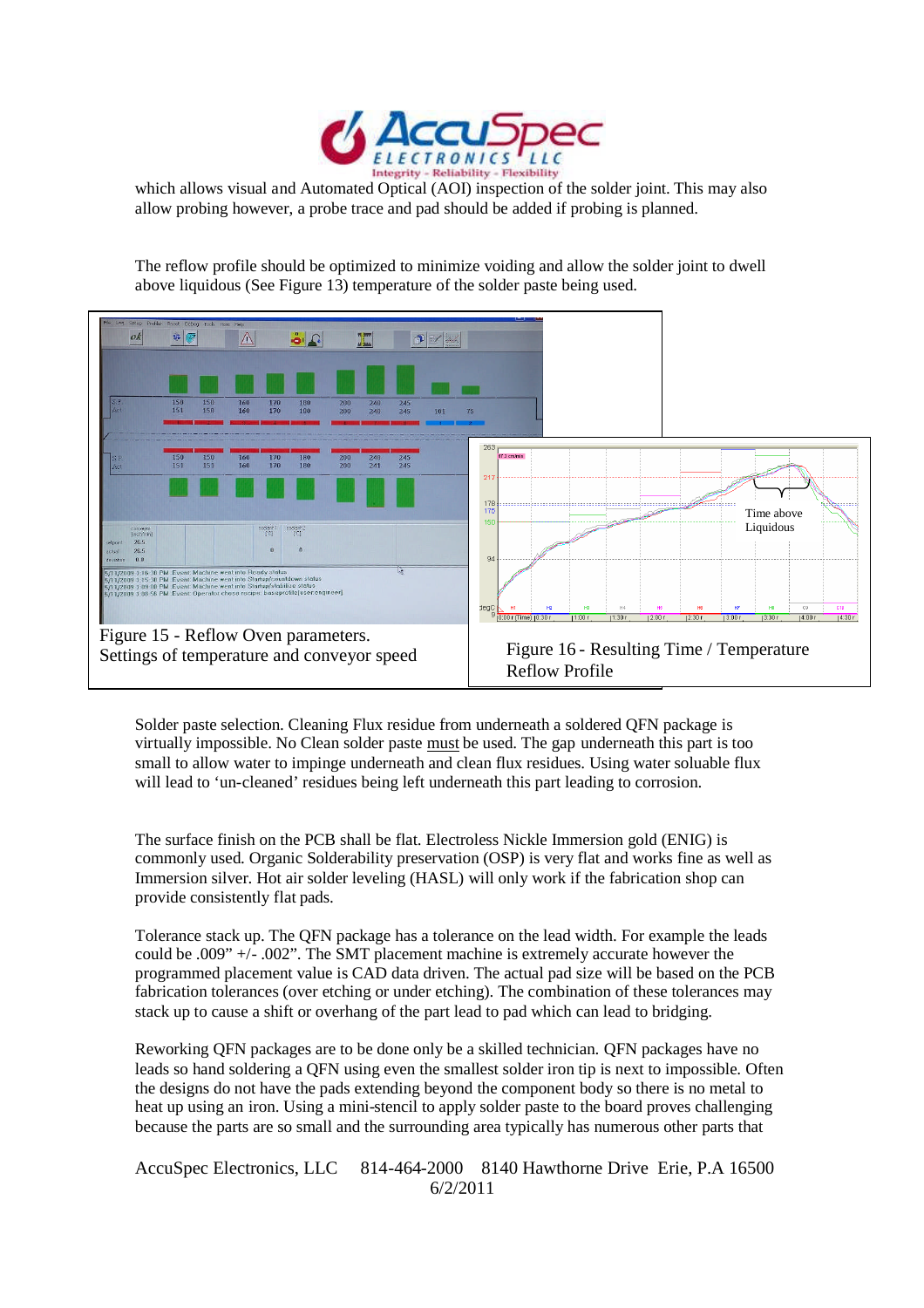which allows visual and Automated Optical (AOI) inspection of the solder joint. This may also allow probing however, a probe trace and pad should be added if probing is planned.

The reflow profile should be optimized to minimize voiding and allow the solder joint to dwell above liquidous (See Figure 13) temperature of the solder paste being used.

Figure 15 - Reflow Oven parameters. Settings of temperature and conveyor speed

Figure 16 - Resulting Time / Temperature Reflow Profile

Solder paste selection. Cleaning Flux residue from underneath a soldered QFN package is virtually impossible. No Clean solder paste must be used. The gap underneath this part is too small to allow water to impinge underneath and clean flux residues. Using water soluable flux will lead to 'un-cleaned' residues being left underneath this part leading to corrosion.

The surface finish on the PCB shall be flat. Electroless Nickle Immersion gold (ENIG) is commonly used. Organic Solderability preservation (OSP) is very flat and works fine as well as Immersion silver. Hot air solder leveling (HASL) will only work if the fabrication shop can provide consistently flat pads.

Tolerance stack up. The QFN package has a tolerance on the lead width. For example the leads could be .009" +/- .002". The SMT placement machine is extremely accurate however the programmed placement value is CAD data driven. The actual pad size will be based on the PCB fabrication tolerances (over etching or under etching). The combination of these tolerances may stack up to cause a shift or overhang of the part lead to pad which can lead to bridging.

Reworking QFN packages are to be done only be a skilled technician. QFN packages have no leads so hand soldering a QFN using even the smallest solder iron tip is next to impossible. Often the designs do not have the pads extending beyond the component body so there is no metal to heat up using an iron. Using a mini-stencil to apply solder paste to the board proves challenging because the parts are so small and the surrounding area typically has numerous other parts that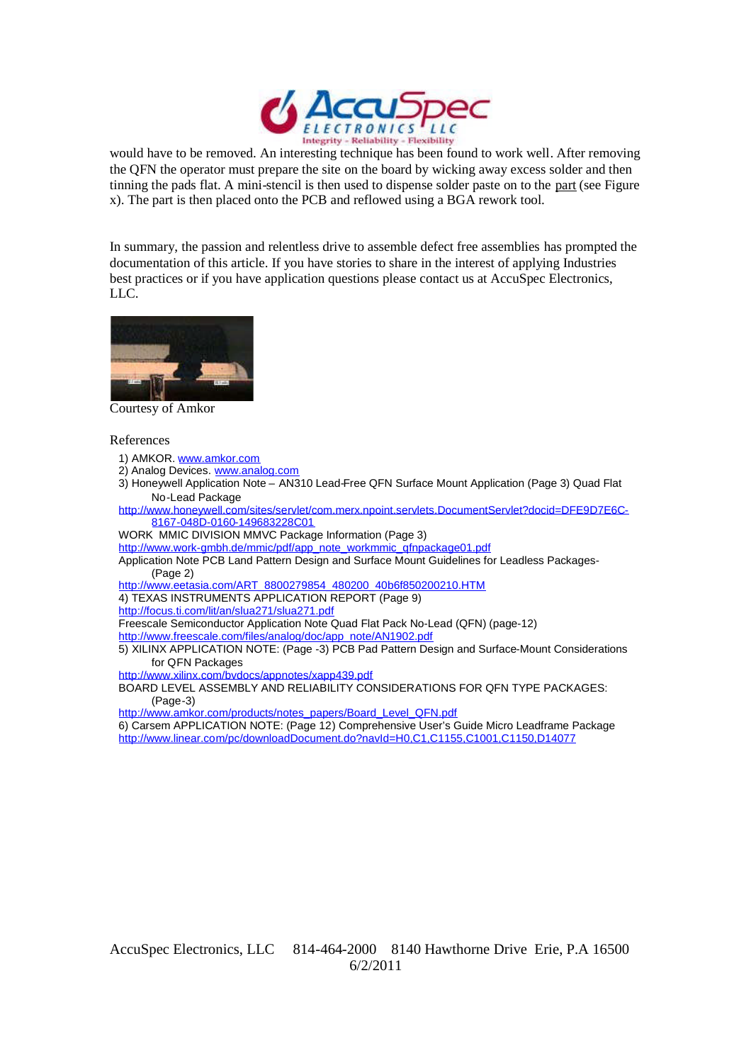would have to be removed. An interesting technique has been found to work well. After removing the QFN the operator must prepare the site on the board by wicking away excess solder and then tinning the pads flat. A mini-stencil is then used to dispense solder paste on to the part (see Figure x). The part is then placed onto the PCB and reflowed using a BGA rework tool.

In summary, the passion and relentless drive to assemble defect free assemblies has prompted the documentation of this article. If you have stories to share in the interest of applying Industries best practices or if you have application questions please contact us at AccuSpec Electronics, LLC.

Courtesy of Amkor

References

1) AMKOR. www.amkor.com
2) Analog Devices. www.analog.com
3) Honeywell Application Note – AN310 Lead-Free QFN Surface Mount Application (Page 3) Quad Flat No-Lead Package
http://www.honeywell.com/sites/servlet/com.merx.npoint.servlets.DocumentServlet?docid=DFE9D7E6C-8167-048D-0160-149683228C01
WORK MMIC DIVISION MMVC Package Information (Page 3)
http://www.work-gmbh.de/mmic/pdf/app_note_workmmic_qfnpackage01.pdf
Application Note PCB Land Pattern Design and Surface Mount Guidelines for Leadless Packages- (Page 2)
http://www.eetasia.com/ART_8800279854_480200_40b6f850200210.HTM
4) TEXAS INSTRUMENTS APPLICATION REPORT (Page 9)
http://focus.ti.com/lit/an/slua271/slua271.pdf
Freescale Semiconductor Application Note Quad Flat Pack No-Lead (QFN) (page-12)
http://www.freescale.com/files/analog/doc/app_note/AN1902.pdf
5) XILINX APPLICATION NOTE: (Page -3) PCB Pad Pattern Design and Surface-Mount Considerations for QFN Packages
http://www.xilinx.com/bvdocs/appnotes/xapp439.pdf
BOARD LEVEL ASSEMBLY AND RELIABILITY CONSIDERATIONS FOR QFN TYPE PACKAGES: (Page-3)
http://www.amkor.com/products/notes_papers/Board_Level_QFN.pdf
6) Carsem APPLICATION NOTE: (Page 12) Comprehensive User's Guide Micro Leadframe Package
http://www.linear.com/pc/downloadDocument.do?navId=H0,C1,C1155,C1001,C1150,D14077